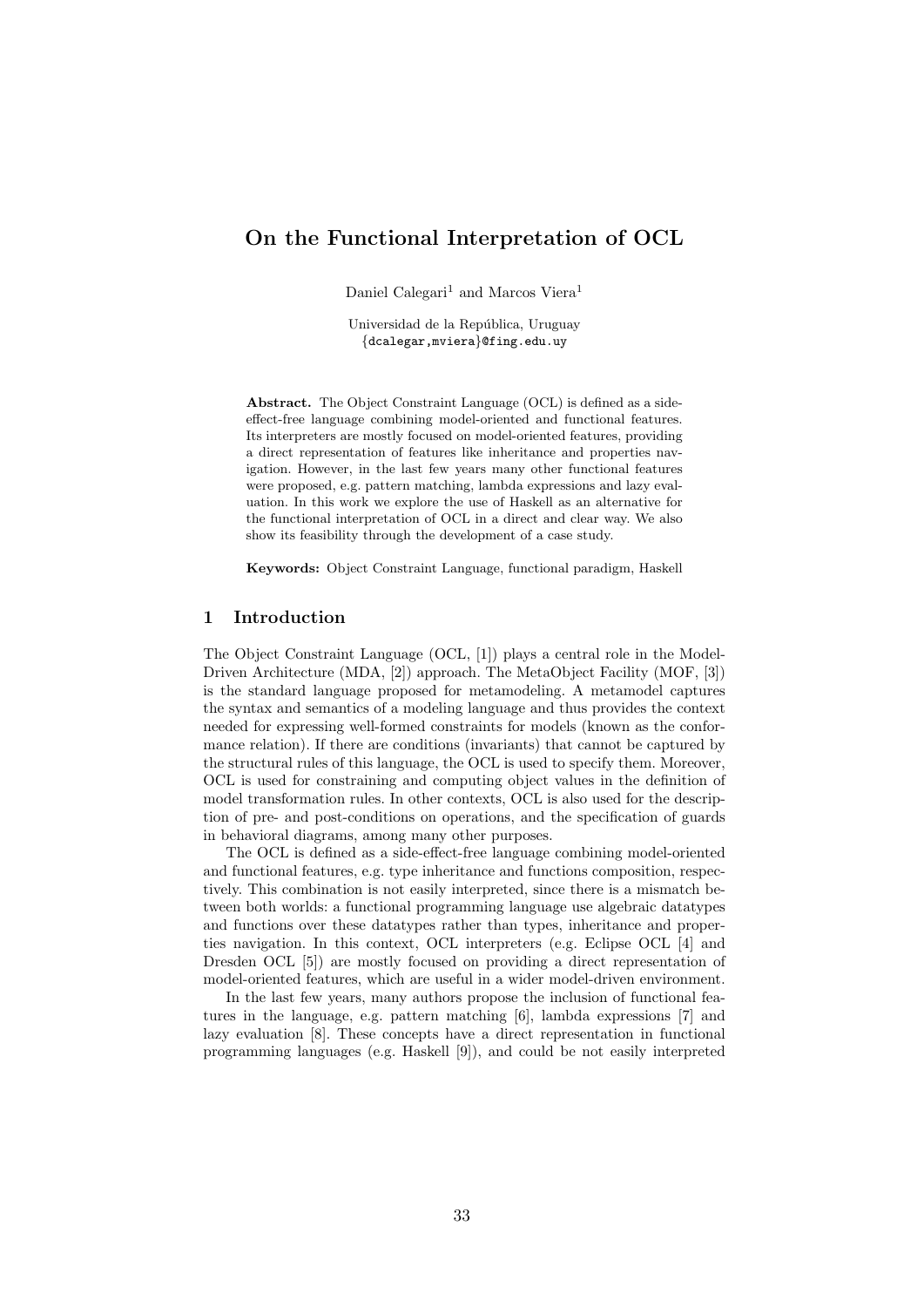# On the Functional Interpretation of OCL

Daniel Calegari[1] and Marcos Viera[1]

Universidad de la República, Uruguay
{dcalegar,mviera}@fing.edu.uy

**Abstract.** The Object Constraint Language (OCL) is defined as a side-effect-free language combining model-oriented and functional features. Its interpreters are mostly focused on model-oriented features, providing a direct representation of features like inheritance and properties navigation. However, in the last few years many other functional features were proposed, e.g. pattern matching, lambda expressions and lazy evaluation. In this work we explore the use of Haskell as an alternative for the functional interpretation of OCL in a direct and clear way. We also show its feasibility through the development of a case study.

**Keywords:** Object Constraint Language, functional paradigm, Haskell

## 1 Introduction

The Object Constraint Language (OCL, [1]) plays a central role in the Model-Driven Architecture (MDA, [2]) approach. The MetaObject Facility (MOF, [3]) is the standard language proposed for metamodeling. A metamodel captures the syntax and semantics of a modeling language and thus provides the context needed for expressing well-formed constraints for models (known as the conformance relation). If there are conditions (invariants) that cannot be captured by the structural rules of this language, the OCL is used to specify them. Moreover, OCL is used for constraining and computing object values in the definition of model transformation rules. In other contexts, OCL is also used for the description of pre- and post-conditions on operations, and the specification of guards in behavioral diagrams, among many other purposes.

The OCL is defined as a side-effect-free language combining model-oriented and functional features, e.g. type inheritance and functions composition, respectively. This combination is not easily interpreted, since there is a mismatch between both worlds: a functional programming language use algebraic datatypes and functions over these datatypes rather than types, inheritance and properties navigation. In this context, OCL interpreters (e.g. Eclipse OCL [4] and Dresden OCL [5]) are mostly focused on providing a direct representation of model-oriented features, which are useful in a wider model-driven environment.

In the last few years, many authors propose the inclusion of functional features in the language, e.g. pattern matching [6], lambda expressions [7] and lazy evaluation [8]. These concepts have a direct representation in functional programming languages (e.g. Haskell [9]), and could be not easily interpreted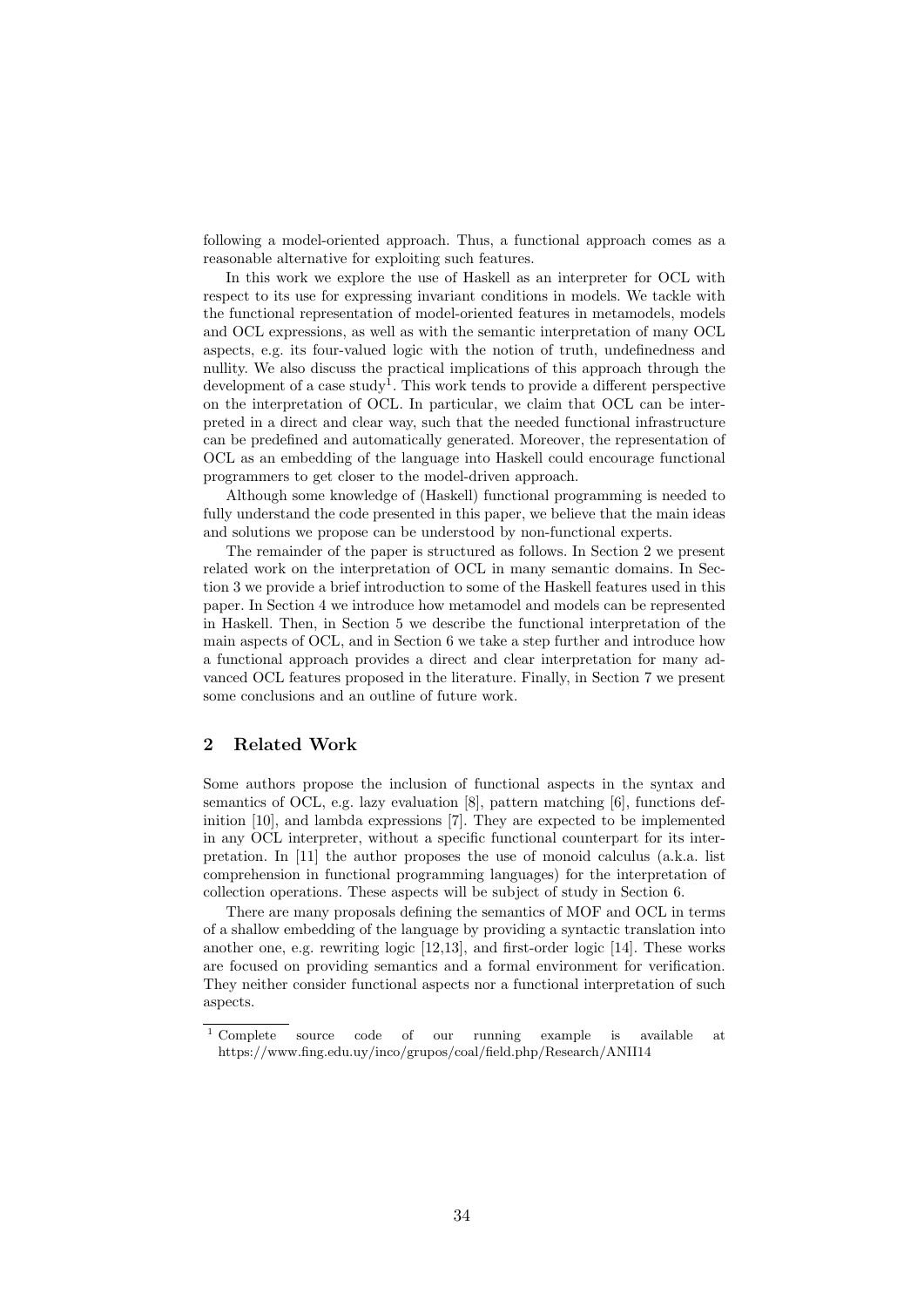following a model-oriented approach. Thus, a functional approach comes as a reasonable alternative for exploiting such features.

In this work we explore the use of Haskell as an interpreter for OCL with respect to its use for expressing invariant conditions in models. We tackle with the functional representation of model-oriented features in metamodels, models and OCL expressions, as well as with the semantic interpretation of many OCL aspects, e.g. its four-valued logic with the notion of truth, undefinedness and nullity. We also discuss the practical implications of this approach through the development of a case study[1]. This work tends to provide a different perspective on the interpretation of OCL. In particular, we claim that OCL can be interpreted in a direct and clear way, such that the needed functional infrastructure can be predefined and automatically generated. Moreover, the representation of OCL as an embedding of the language into Haskell could encourage functional programmers to get closer to the model-driven approach.

Although some knowledge of (Haskell) functional programming is needed to fully understand the code presented in this paper, we believe that the main ideas and solutions we propose can be understood by non-functional experts.

The remainder of the paper is structured as follows. In Section 2 we present related work on the interpretation of OCL in many semantic domains. In Section 3 we provide a brief introduction to some of the Haskell features used in this paper. In Section 4 we introduce how metamodel and models can be represented in Haskell. Then, in Section 5 we describe the functional interpretation of the main aspects of OCL, and in Section 6 we take a step further and introduce how a functional approach provides a direct and clear interpretation for many advanced OCL features proposed in the literature. Finally, in Section 7 we present some conclusions and an outline of future work.

## 2 Related Work

Some authors propose the inclusion of functional aspects in the syntax and semantics of OCL, e.g. lazy evaluation [8], pattern matching [6], functions definition [10], and lambda expressions [7]. They are expected to be implemented in any OCL interpreter, without a specific functional counterpart for its interpretation. In [11] the author proposes the use of monoid calculus (a.k.a. list comprehension in functional programming languages) for the interpretation of collection operations. These aspects will be subject of study in Section 6.

There are many proposals defining the semantics of MOF and OCL in terms of a shallow embedding of the language by providing a syntactic translation into another one, e.g. rewriting logic [12,13], and first-order logic [14]. These works are focused on providing semantics and a formal environment for verification. They neither consider functional aspects nor a functional interpretation of such aspects.

[1] Complete source code of our running example is available at https://www.fing.edu.uy/inco/grupos/coal/field.php/Research/ANII14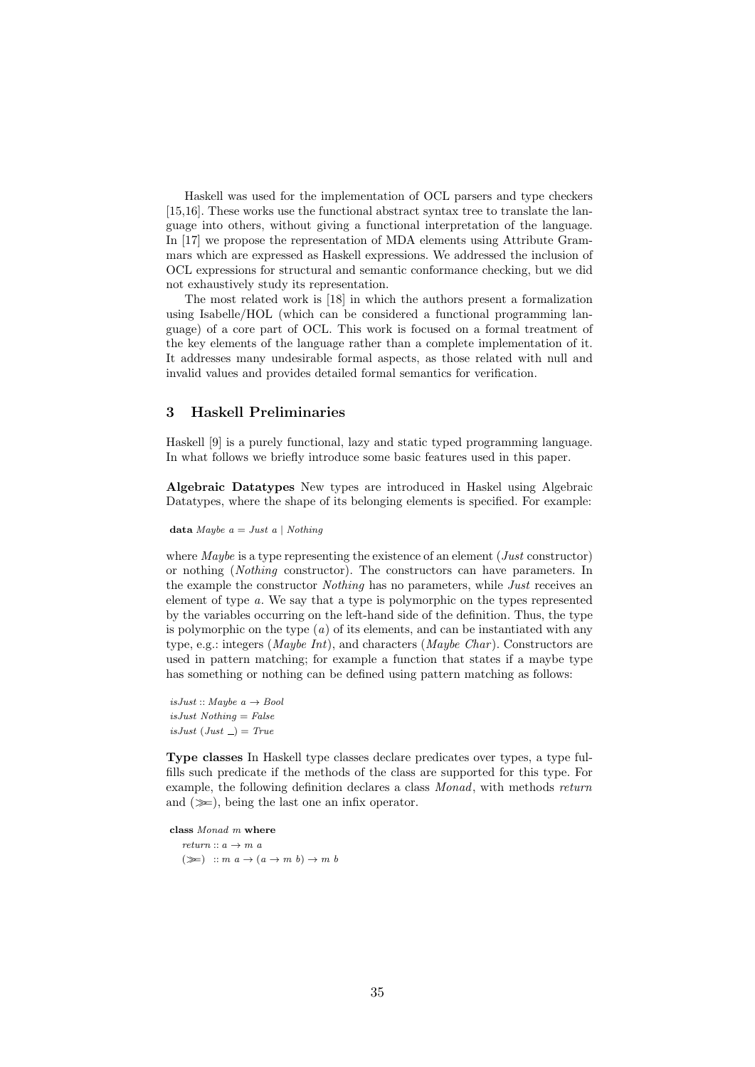Haskell was used for the implementation of OCL parsers and type checkers [15,16]. These works use the functional abstract syntax tree to translate the language into others, without giving a functional interpretation of the language. In [17] we propose the representation of MDA elements using Attribute Grammars which are expressed as Haskell expressions. We addressed the inclusion of OCL expressions for structural and semantic conformance checking, but we did not exhaustively study its representation.

The most related work is [18] in which the authors present a formalization using Isabelle/HOL (which can be considered a functional programming language) of a core part of OCL. This work is focused on a formal treatment of the key elements of the language rather than a complete implementation of it. It addresses many undesirable formal aspects, as those related with null and invalid values and provides detailed formal semantics for verification.

## 3 Haskell Preliminaries

Haskell [9] is a purely functional, lazy and static typed programming language. In what follows we briefly introduce some basic features used in this paper.

**Algebraic Datatypes** New types are introduced in Haskel using Algebraic Datatypes, where the shape of its belonging elements is specified. For example:

```
data Maybe a = Just a | Nothing
```

where *Maybe* is a type representing the existence of an element (*Just* constructor) or nothing (*Nothing* constructor). The constructors can have parameters. In the example the constructor *Nothing* has no parameters, while *Just* receives an element of type $a$. We say that a type is polymorphic on the types represented by the variables occurring on the left-hand side of the definition. Thus, the type is polymorphic on the type ($a$) of its elements, and can be instantiated with any type, e.g.: integers (*Maybe Int*), and characters (*Maybe Char*). Constructors are used in pattern matching; for example a function that states if a maybe type has something or nothing can be defined using pattern matching as follows:

```
isJust :: Maybe a → Bool
isJust Nothing = False
isJust (Just _) = True
```

**Type classes** In Haskell type classes declare predicates over types, a type fulfills such predicate if the methods of the class are supported for this type. For example, the following definition declares a class *Monad*, with methods *return* and (>>=), being the last one an infix operator.

```
class Monad m where
  return :: a → m a
  (>>=)  :: m a → (a → m b) → m b
```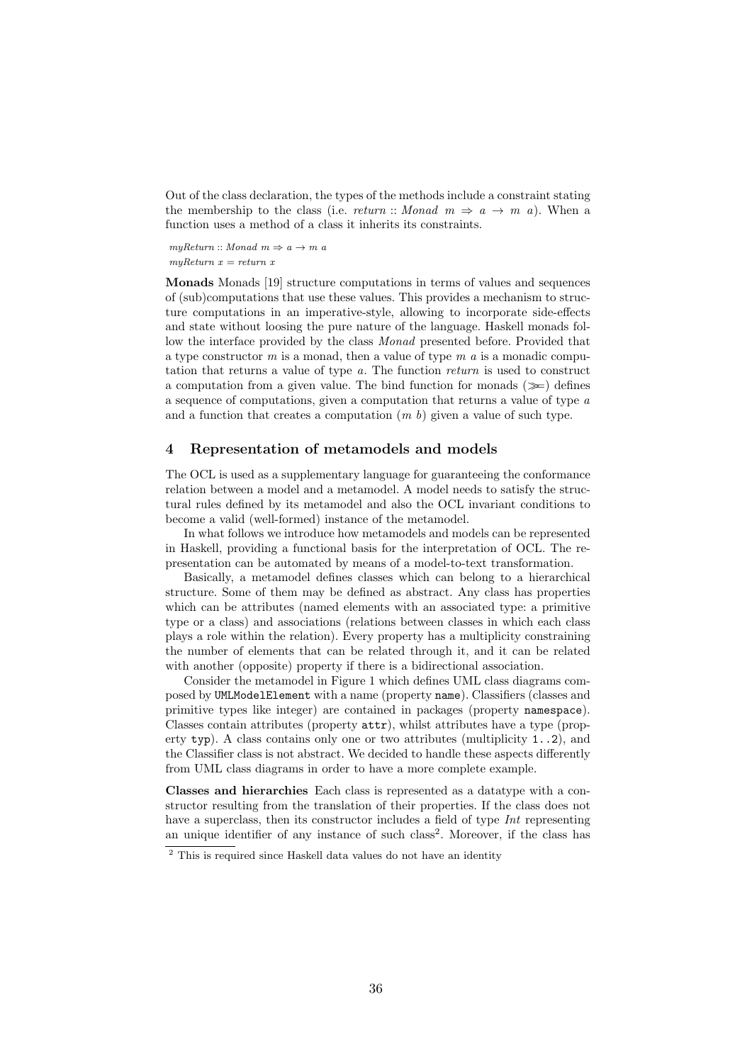Out of the class declaration, the types of the methods include a constraint stating the membership to the class (i.e. $return :: Monad\ m \Rightarrow a \rightarrow m\ a$). When a function uses a method of a class it inherits its constraints.

$$myReturn :: Monad\ m \Rightarrow a \rightarrow m\ a$$
$$myReturn\ x = return\ x$$

**Monads** Monads [19] structure computations in terms of values and sequences of (sub)computations that use these values. This provides a mechanism to structure computations in an imperative-style, allowing to incorporate side-effects and state without loosing the pure nature of the language. Haskell monads follow the interface provided by the class *Monad* presented before. Provided that a type constructor $m$ is a monad, then a value of type $m\ a$ is a monadic computation that returns a value of type $a$. The function *return* is used to construct a computation from a given value. The bind function for monads ($\gg=$) defines a sequence of computations, given a computation that returns a value of type $a$ and a function that creates a computation ($m\ b$) given a value of such type.

## 4 Representation of metamodels and models

The OCL is used as a supplementary language for guaranteeing the conformance relation between a model and a metamodel. A model needs to satisfy the structural rules defined by its metamodel and also the OCL invariant conditions to become a valid (well-formed) instance of the metamodel.

In what follows we introduce how metamodels and models can be represented in Haskell, providing a functional basis for the interpretation of OCL. The representation can be automated by means of a model-to-text transformation.

Basically, a metamodel defines classes which can belong to a hierarchical structure. Some of them may be defined as abstract. Any class has properties which can be attributes (named elements with an associated type: a primitive type or a class) and associations (relations between classes in which each class plays a role within the relation). Every property has a multiplicity constraining the number of elements that can be related through it, and it can be related with another (opposite) property if there is a bidirectional association.

Consider the metamodel in Figure 1 which defines UML class diagrams composed by `UMLModelElement` with a name (property `name`). Classifiers (classes and primitive types like integer) are contained in packages (property `namespace`). Classes contain attributes (property `attr`), whilst attributes have a type (property `typ`). A class contains only one or two attributes (multiplicity `1..2`), and the Classifier class is not abstract. We decided to handle these aspects differently from UML class diagrams in order to have a more complete example.

**Classes and hierarchies** Each class is represented as a datatype with a constructor resulting from the translation of their properties. If the class does not have a superclass, then its constructor includes a field of type *Int* representing an unique identifier of any instance of such class[2]. Moreover, if the class has

[2] This is required since Haskell data values do not have an identity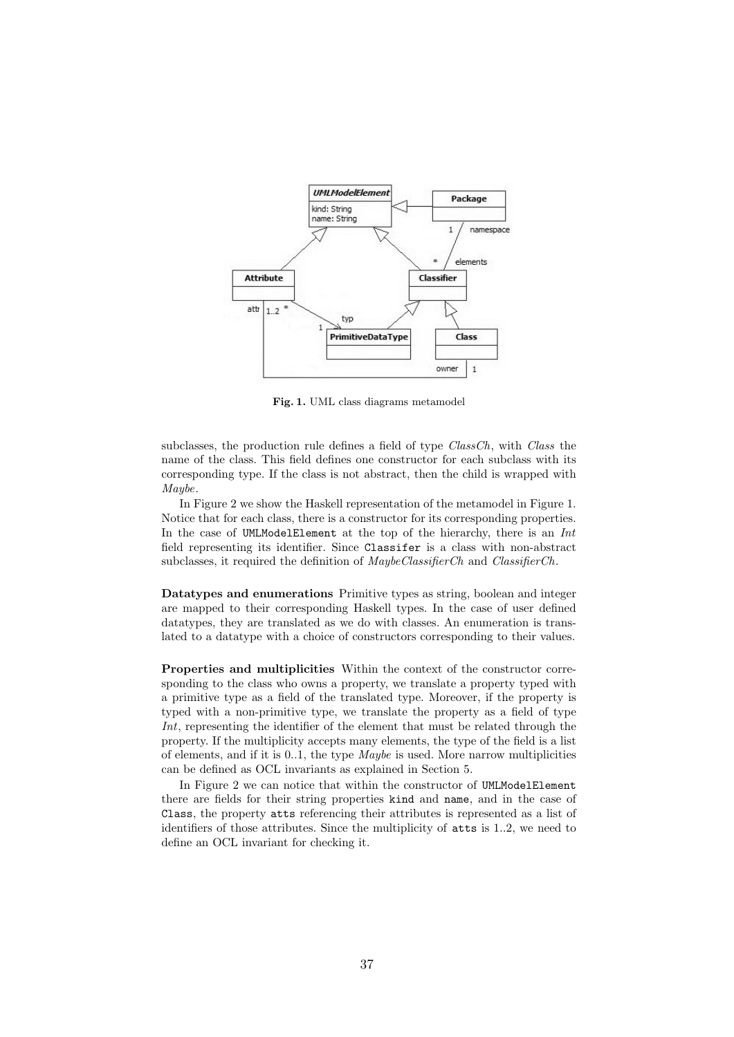**Fig. 1.** UML class diagrams metamodel

subclasses, the production rule defines a field of type *ClassCh*, with *Class* the name of the class. This field defines one constructor for each subclass with its corresponding type. If the class is not abstract, then the child is wrapped with *Maybe*.

In Figure 2 we show the Haskell representation of the metamodel in Figure 1. Notice that for each class, there is a constructor for its corresponding properties. In the case of `UMLModelElement` at the top of the hierarchy, there is an *Int* field representing its identifier. Since `Classifer` is a class with non-abstract subclasses, it required the definition of *MaybeClassifierCh* and *ClassifierCh*.

**Datatypes and enumerations** Primitive types as string, boolean and integer are mapped to their corresponding Haskell types. In the case of user defined datatypes, they are translated as we do with classes. An enumeration is translated to a datatype with a choice of constructors corresponding to their values.

**Properties and multiplicities** Within the context of the constructor corresponding to the class who owns a property, we translate a property typed with a primitive type as a field of the translated type. Moreover, if the property is typed with a non-primitive type, we translate the property as a field of type *Int*, representing the identifier of the element that must be related through the property. If the multiplicity accepts many elements, the type of the field is a list of elements, and if it is 0..1, the type *Maybe* is used. More narrow multiplicities can be defined as OCL invariants as explained in Section 5.

In Figure 2 we can notice that within the constructor of `UMLModelElement` there are fields for their string properties `kind` and `name`, and in the case of `Class`, the property `atts` referencing their attributes is represented as a list of identifiers of those attributes. Since the multiplicity of `atts` is 1..2, we need to define an OCL invariant for checking it.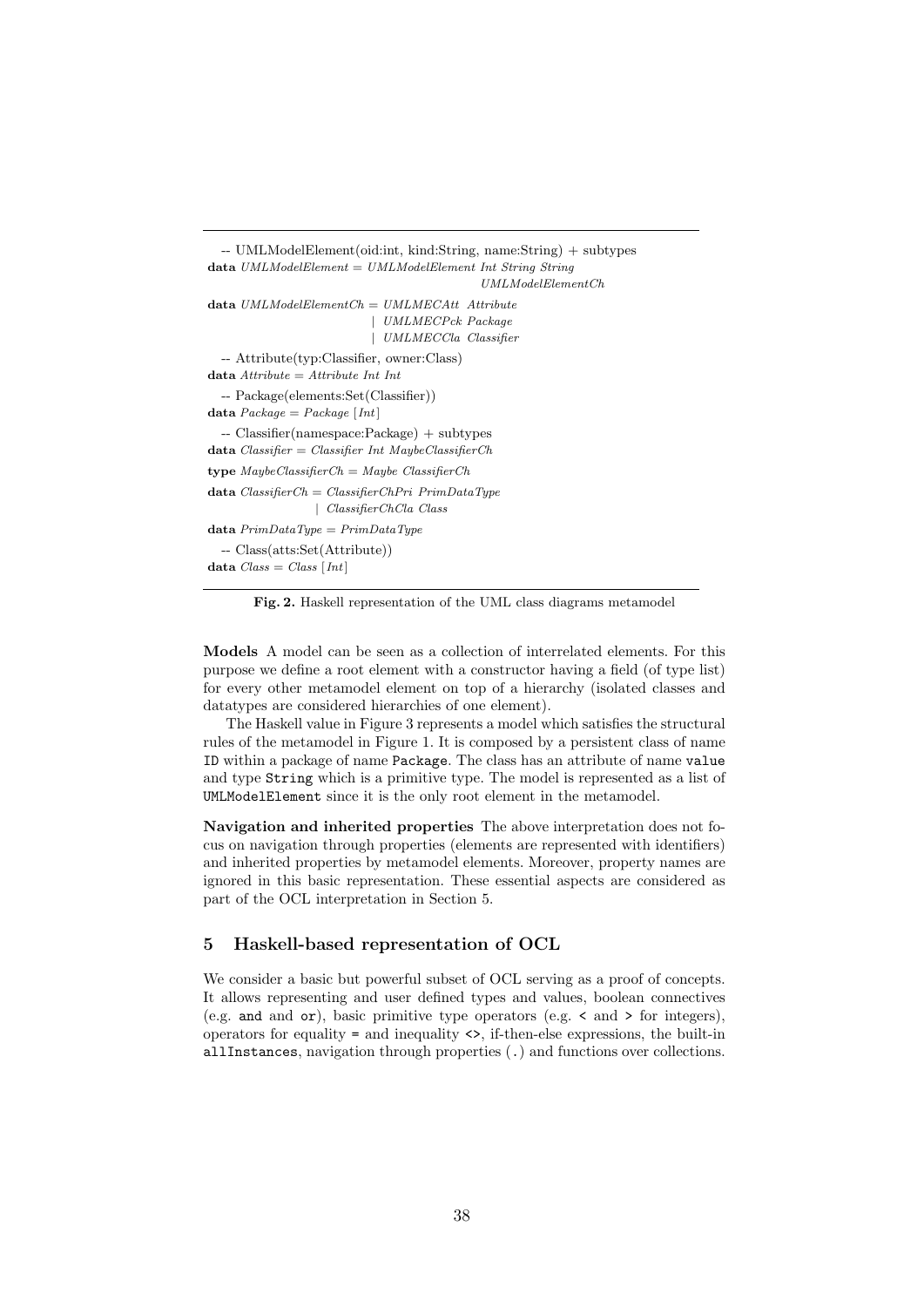```
-- UMLModelElement(oid:int, kind:String, name:String) + subtypes
data UMLModelElement = UMLModelElement Int String String
                                         UMLModelElementCh
data UMLModelElementCh = UMLMECAtt  Attribute
                       | UMLMECPck Package
                       | UMLMECCla Classifier
-- Attribute(typ:Classifier, owner:Class)
data Attribute = Attribute Int Int
-- Package(elements:Set(Classifier))
data Package = Package [Int]
-- Classifier(namespace:Package) + subtypes
data Classifier = Classifier Int MaybeClassifierCh
type MaybeClassifierCh = Maybe ClassifierCh
data ClassifierCh = ClassifierChPri PrimDataType
                  | ClassifierChCla Class
data PrimDataType = PrimDataType
-- Class(atts:Set(Attribute))
data Class = Class [Int]
```

**Fig. 2.** Haskell representation of the UML class diagrams metamodel

**Models** A model can be seen as a collection of interrelated elements. For this purpose we define a root element with a constructor having a field (of type list) for every other metamodel element on top of a hierarchy (isolated classes and datatypes are considered hierarchies of one element).

The Haskell value in Figure 3 represents a model which satisfies the structural rules of the metamodel in Figure 1. It is composed by a persistent class of name `ID` within a package of name `Package`. The class has an attribute of name `value` and type `String` which is a primitive type. The model is represented as a list of `UMLModelElement` since it is the only root element in the metamodel.

**Navigation and inherited properties** The above interpretation does not focus on navigation through properties (elements are represented with identifiers) and inherited properties by metamodel elements. Moreover, property names are ignored in this basic representation. These essential aspects are considered as part of the OCL interpretation in Section 5.

## 5 Haskell-based representation of OCL

We consider a basic but powerful subset of OCL serving as a proof of concepts. It allows representing and user defined types and values, boolean connectives (e.g. `and` and `or`), basic primitive type operators (e.g. `<` and `>` for integers), operators for equality `=` and inequality `<>`, if-then-else expressions, the built-in `allInstances`, navigation through properties (`.`) and functions over collections.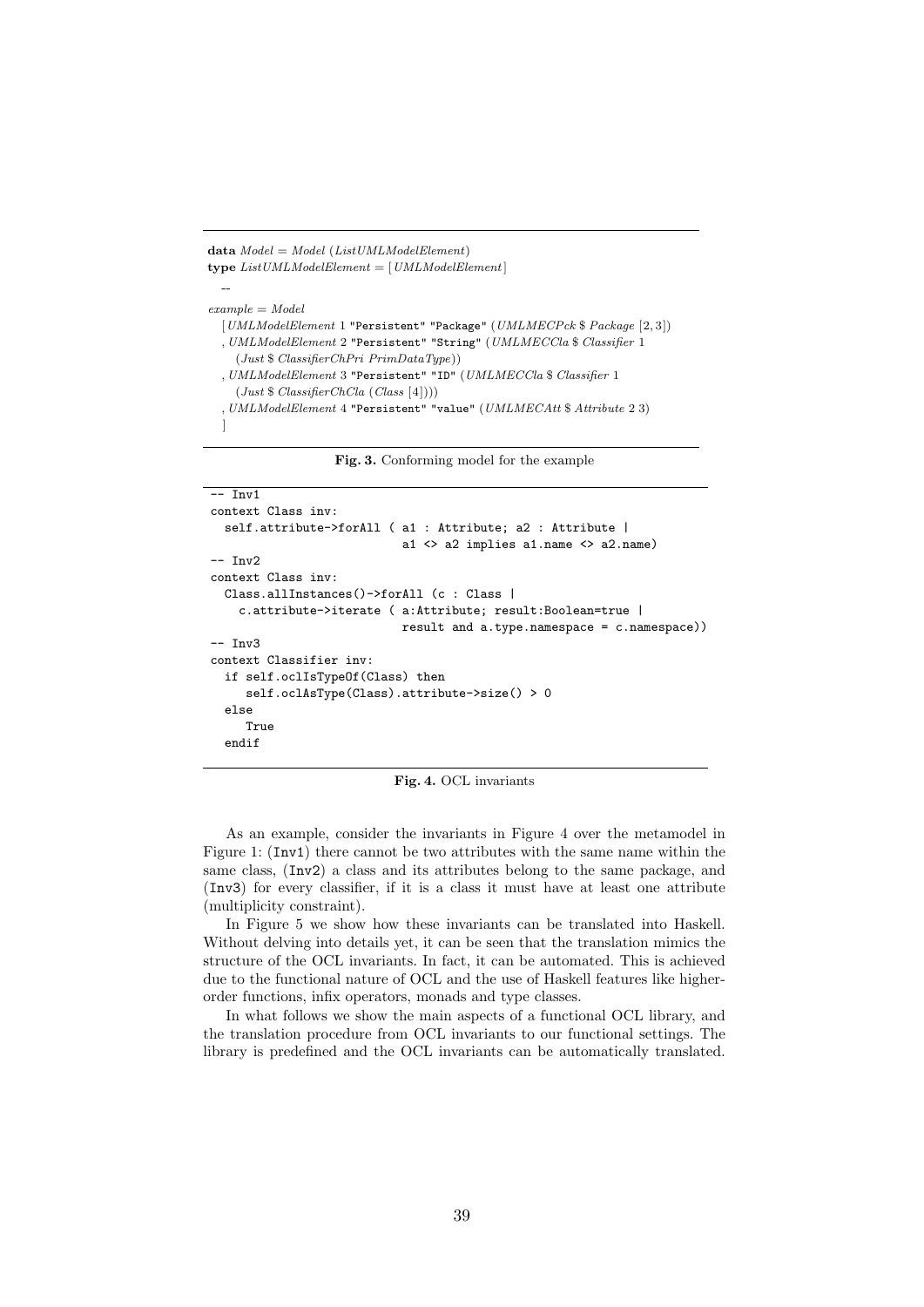```haskell
data Model = Model (ListUMLModelElement)
type ListUMLModelElement = [UMLModelElement]
  --
example = Model
  [UMLModelElement 1 "Persistent" "Package" (UMLMECPck $ Package [2, 3])
  , UMLModelElement 2 "Persistent" "String" (UMLMECCla $ Classifier 1
     (Just $ ClassifierChPri PrimDataType))
  , UMLModelElement 3 "Persistent" "ID" (UMLMECCla $ Classifier 1
     (Just $ ClassifierChCla (Class [4])))
  , UMLModelElement 4 "Persistent" "value" (UMLMECAtt $ Attribute 2 3)
  ]
```

**Fig. 3.** Conforming model for the example

```
-- Inv1
context Class inv:
  self.attribute->forAll ( a1 : Attribute; a2 : Attribute |
                          a1 <> a2 implies a1.name <> a2.name)
-- Inv2
context Class inv:
  Class.allInstances()->forAll (c : Class |
    c.attribute->iterate ( a:Attribute; result:Boolean=true |
                          result and a.type.namespace = c.namespace))
-- Inv3
context Classifier inv:
  if self.oclIsTypeOf(Class) then
     self.oclAsType(Class).attribute->size() > 0
  else
     True
  endif
```

**Fig. 4.** OCL invariants

As an example, consider the invariants in Figure 4 over the metamodel in Figure 1: (`Inv1`) there cannot be two attributes with the same name within the same class, (`Inv2`) a class and its attributes belong to the same package, and (`Inv3`) for every classifier, if it is a class it must have at least one attribute (multiplicity constraint).

In Figure 5 we show how these invariants can be translated into Haskell. Without delving into details yet, it can be seen that the translation mimics the structure of the OCL invariants. In fact, it can be automated. This is achieved due to the functional nature of OCL and the use of Haskell features like higher-order functions, infix operators, monads and type classes.

In what follows we show the main aspects of a functional OCL library, and the translation procedure from OCL invariants to our functional settings. The library is predefined and the OCL invariants can be automatically translated.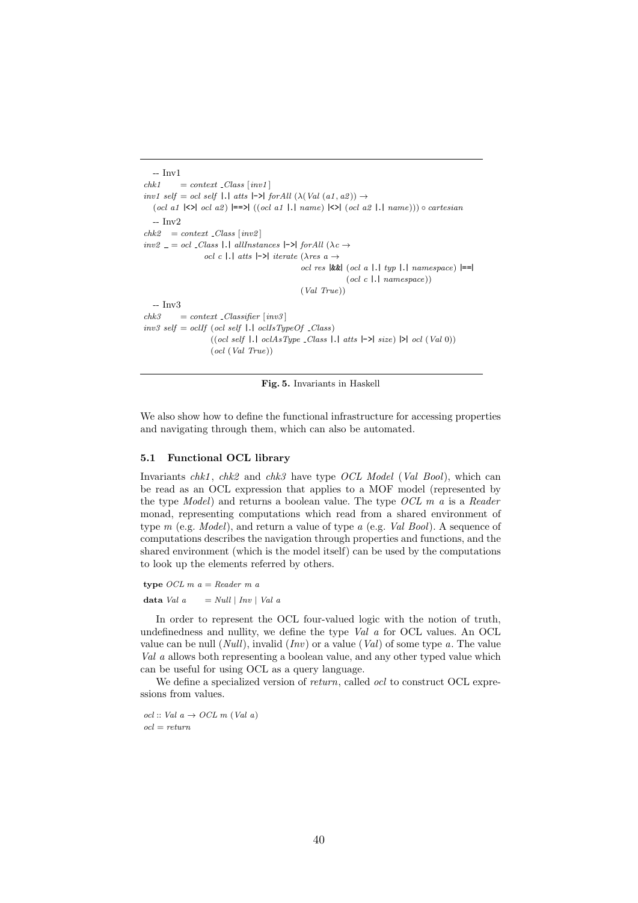```
-- Inv1
chk1     = context _Class [inv1]
inv1 self = ocl self |.| atts |->| forAll (λ(Val (a1, a2)) →
   (ocl a1 |<>| ocl a2) |==>| ((ocl a1 |.| name) |<>| (ocl a2 |.| name))) ∘ cartesian
-- Inv2
chk2   = context _Class [inv2]
inv2 _ = ocl _Class |.| allInstances |->| forAll (λc →
              ocl c |.| atts |->| iterate (λres a →
                                    ocl res |&&| (ocl a |.| typ |.| namespace) |==|
                                                  (ocl c |.| namespace))
                                    (Val True))
-- Inv3
chk3     = context _Classifier [inv3]
inv3 self = oclIf (ocl self |.| oclIsTypeOf _Class)
                ((ocl self |.| oclAsType _Class |.| atts |->| size) |>| ocl (Val 0))
                (ocl (Val True))
```

**Fig. 5.** Invariants in Haskell

We also show how to define the functional infrastructure for accessing properties and navigating through them, which can also be automated.

### 5.1 Functional OCL library

Invariants *chk1*, *chk2* and *chk3* have type *OCL Model* (*Val Bool*), which can be read as an OCL expression that applies to a MOF model (represented by the type *Model*) and returns a boolean value. The type *OCL m a* is a *Reader* monad, representing computations which read from a shared environment of type *m* (e.g. *Model*), and return a value of type *a* (e.g. *Val Bool*). A sequence of computations describes the navigation through properties and functions, and the shared environment (which is the model itself) can be used by the computations to look up the elements referred by others.

```
type OCL m a = Reader m a
data Val a     = Null | Inv | Val a
```

In order to represent the OCL four-valued logic with the notion of truth, undefinedness and nullity, we define the type *Val a* for OCL values. An OCL value can be null (*Null*), invalid (*Inv*) or a value (*Val*) of some type *a*. The value *Val a* allows both representing a boolean value, and any other typed value which can be useful for using OCL as a query language.

We define a specialized version of *return*, called *ocl* to construct OCL expressions from values.

```
ocl :: Val a → OCL m (Val a)
ocl = return
```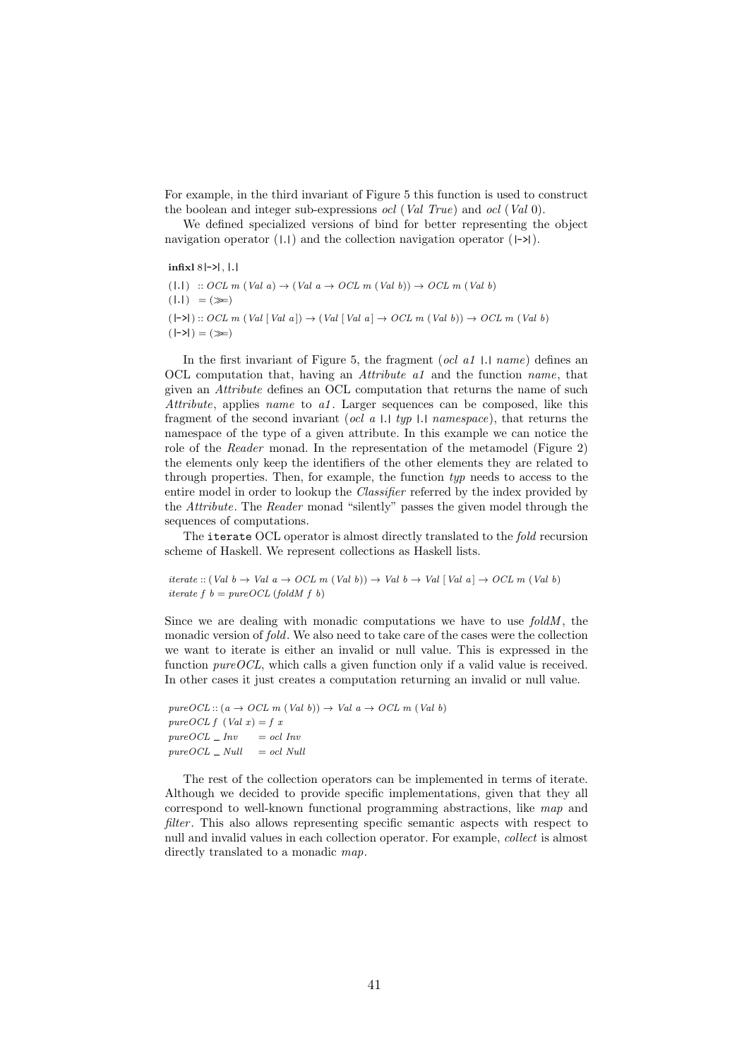For example, in the third invariant of Figure 5 this function is used to construct the boolean and integer sub-expressions *ocl* (*Val True*) and *ocl* (*Val* 0).

We defined specialized versions of bind for better representing the object navigation operator (|.|) and the collection navigation operator (|->|).

```
infixl 8 |->|, |.|
(|.|)  :: OCL m (Val a) → (Val a → OCL m (Val b)) → OCL m (Val b)
(|.|)  = (>>=)
(|->|) :: OCL m (Val [Val a]) → (Val [Val a] → OCL m (Val b)) → OCL m (Val b)
(|->|) = (>>=)
```

In the first invariant of Figure 5, the fragment (*ocl a1* |.| *name*) defines an OCL computation that, having an *Attribute a1* and the function *name*, that given an *Attribute* defines an OCL computation that returns the name of such *Attribute*, applies *name* to *a1*. Larger sequences can be composed, like this fragment of the second invariant (*ocl a* |.| *typ* |.| *namespace*), that returns the namespace of the type of a given attribute. In this example we can notice the role of the *Reader* monad. In the representation of the metamodel (Figure 2) the elements only keep the identifiers of the other elements they are related to through properties. Then, for example, the function *typ* needs to access to the entire model in order to lookup the *Classifier* referred by the index provided by the *Attribute*. The *Reader* monad "silently" passes the given model through the sequences of computations.

The `iterate` OCL operator is almost directly translated to the *fold* recursion scheme of Haskell. We represent collections as Haskell lists.

```
iterate :: (Val b → Val a → OCL m (Val b)) → Val b → Val [Val a] → OCL m (Val b)
iterate f b = pureOCL (foldM f b)
```

Since we are dealing with monadic computations we have to use *foldM*, the monadic version of *fold*. We also need to take care of the cases were the collection we want to iterate is either an invalid or null value. This is expressed in the function *pureOCL*, which calls a given function only if a valid value is received. In other cases it just creates a computation returning an invalid or null value.

```
pureOCL :: (a → OCL m (Val b)) → Val a → OCL m (Val b)
pureOCL f (Val x) = f x
pureOCL _ Inv     = ocl Inv
pureOCL _ Null    = ocl Null
```

The rest of the collection operators can be implemented in terms of iterate. Although we decided to provide specific implementations, given that they all correspond to well-known functional programming abstractions, like *map* and *filter*. This also allows representing specific semantic aspects with respect to null and invalid values in each collection operator. For example, *collect* is almost directly translated to a monadic *map*.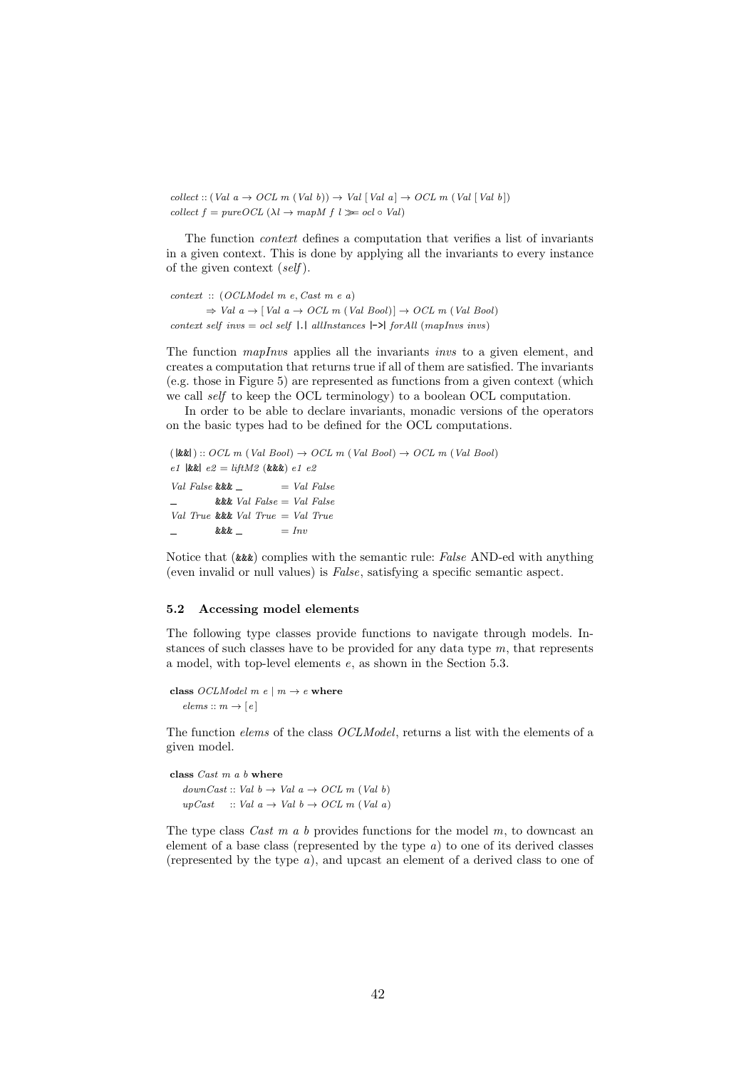```
collect :: (Val a → OCL m (Val b)) → Val [Val a] → OCL m (Val [Val b])
collect f = pureOCL (λl → mapM f l >>= ocl ∘ Val)
```

The function *context* defines a computation that verifies a list of invariants in a given context. This is done by applying all the invariants to every instance of the given context (*self*).

```
context :: (OCLModel m e, Cast m e a)
        ⇒ Val a → [Val a → OCL m (Val Bool)] → OCL m (Val Bool)
context self invs = ocl self |.| allInstances |->| forAll (mapInvs invs)
```

The function *mapInvs* applies all the invariants *invs* to a given element, and creates a computation that returns true if all of them are satisfied. The invariants (e.g. those in Figure 5) are represented as functions from a given context (which we call *self* to keep the OCL terminology) to a boolean OCL computation.

In order to be able to declare invariants, monadic versions of the operators on the basic types had to be defined for the OCL computations.

```
(|&&|) :: OCL m (Val Bool) → OCL m (Val Bool) → OCL m (Val Bool)
e1 |&&| e2 = liftM2 (&&&) e1 e2
Val False &&& _          = Val False
_         &&& Val False  = Val False
Val True  &&& Val True   = Val True
_         &&& _          = Inv
```

Notice that (&&&) complies with the semantic rule: *False* AND-ed with anything (even invalid or null values) is *False*, satisfying a specific semantic aspect.

### 5.2 Accessing model elements

The following type classes provide functions to navigate through models. Instances of such classes have to be provided for any data type $m$, that represents a model, with top-level elements $e$, as shown in the Section 5.3.

```
class OCLModel m e | m → e where
  elems :: m → [e]
```

The function *elems* of the class *OCLModel*, returns a list with the elements of a given model.

```
class Cast m a b where
  downCast :: Val b → Val a → OCL m (Val b)
  upCast   :: Val a → Val b → OCL m (Val a)
```

The type class *Cast m a b* provides functions for the model $m$, to downcast an element of a base class (represented by the type $a$) to one of its derived classes (represented by the type $a$), and upcast an element of a derived class to one of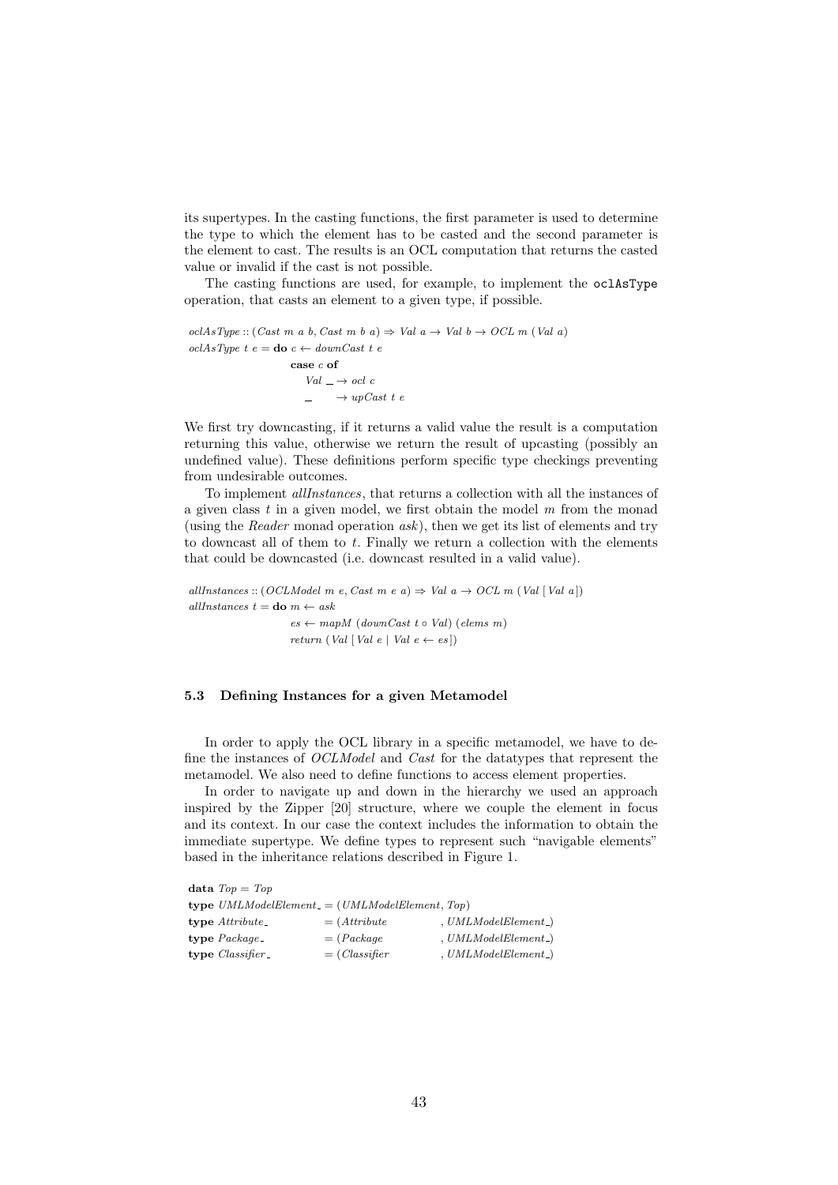its supertypes. In the casting functions, the first parameter is used to determine the type to which the element has to be casted and the second parameter is the element to cast. The results is an OCL computation that returns the casted value or invalid if the cast is not possible.

The casting functions are used, for example, to implement the `oclAsType` operation, that casts an element to a given type, if possible.

```
oclAsType :: (Cast m a b, Cast m b a) ⇒ Val a → Val b → OCL m (Val a)
oclAsType t e = do c ← downCast t e
                   case c of
                     Val _ → ocl c
                     _     → upCast t e
```

We first try downcasting, if it returns a valid value the result is a computation returning this value, otherwise we return the result of upcasting (possibly an undefined value). These definitions perform specific type checkings preventing from undesirable outcomes.

To implement *allInstances*, that returns a collection with all the instances of a given class $t$ in a given model, we first obtain the model $m$ from the monad (using the *Reader* monad operation *ask*), then we get its list of elements and try to downcast all of them to $t$. Finally we return a collection with the elements that could be downcasted (i.e. downcast resulted in a valid value).

```
allInstances :: (OCLModel m e, Cast m e a) ⇒ Val a → OCL m (Val [Val a])
allInstances t = do m ← ask
                    es ← mapM (downCast t ∘ Val) (elems m)
                    return (Val [Val e | Val e ← es])
```

### 5.3 Defining Instances for a given Metamodel

In order to apply the OCL library in a specific metamodel, we have to define the instances of *OCLModel* and *Cast* for the datatypes that represent the metamodel. We also need to define functions to access element properties.

In order to navigate up and down in the hierarchy we used an approach inspired by the Zipper [20] structure, where we couple the element in focus and its context. In our case the context includes the information to obtain the immediate supertype. We define types to represent such "navigable elements" based in the inheritance relations described in Figure 1.

```
data Top = Top
type UMLModelElement_ = (UMLModelElement, Top)
type Attribute_       = (Attribute        , UMLModelElement_)
type Package_         = (Package          , UMLModelElement_)
type Classifier_      = (Classifier       , UMLModelElement_)
```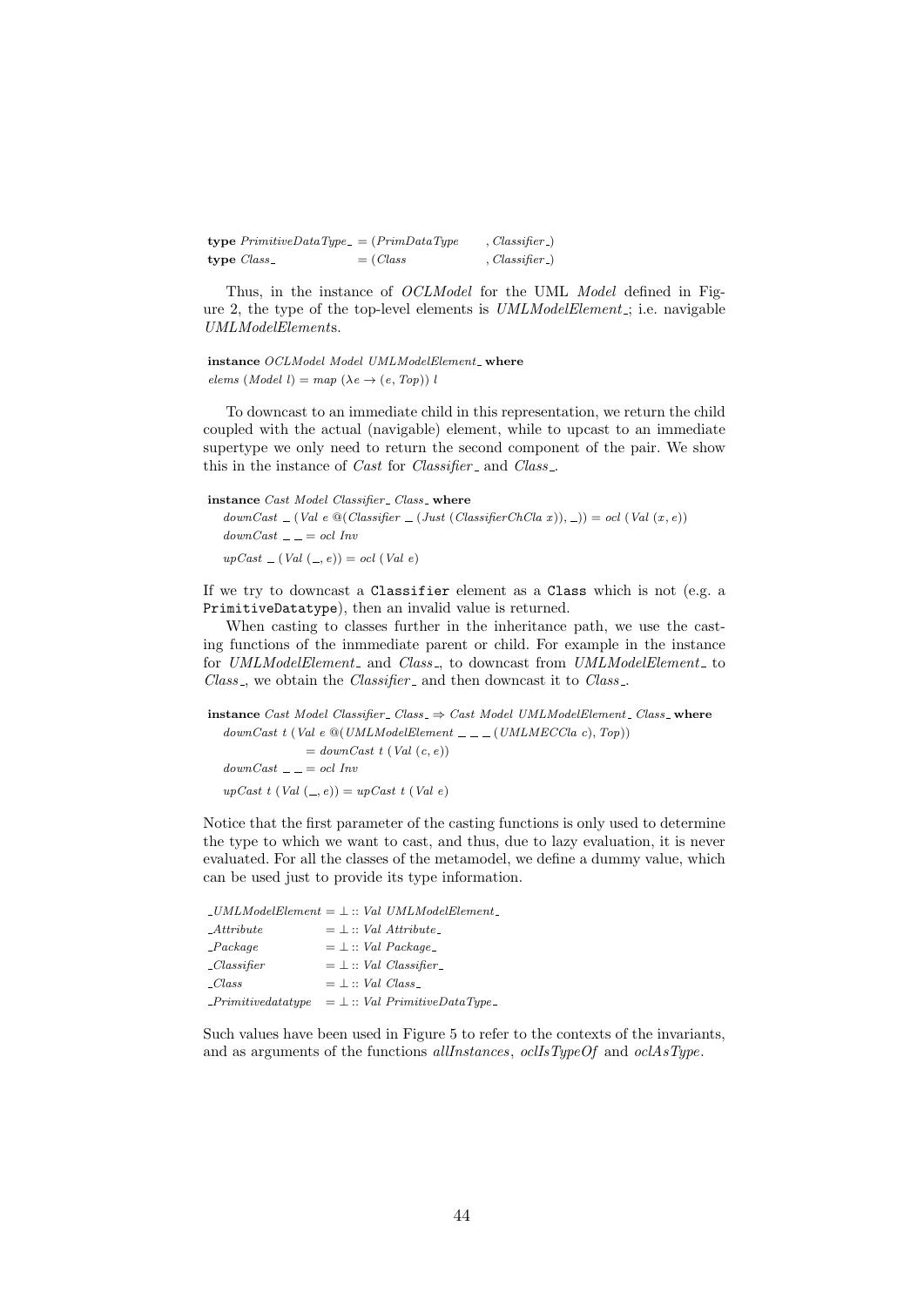```
type PrimitiveDataType_ = (PrimDataType    , Classifier_)
type Class_             = (Class           , Classifier_)
```

Thus, in the instance of *OCLModel* for the UML *Model* defined in Figure 2, the type of the top-level elements is *UMLModelElement_*; i.e. navigable *UMLModelElement*s.

```
instance OCLModel Model UMLModelElement_ where
elems (Model l) = map (λe → (e, Top)) l
```

To downcast to an immediate child in this representation, we return the child coupled with the actual (navigable) element, while to upcast to an immediate supertype we only need to return the second component of the pair. We show this in the instance of *Cast* for *Classifier_* and *Class_*.

```
instance Cast Model Classifier_ Class_ where
  downCast _ (Val e @(Classifier _ (Just (ClassifierChCla x)), _)) = ocl (Val (x, e))
  downCast _ _ = ocl Inv
  upCast _ (Val (_, e)) = ocl (Val e)
```

If we try to downcast a `Classifier` element as a `Class` which is not (e.g. a `PrimitiveDatatype`), then an invalid value is returned.

When casting to classes further in the inheritance path, we use the casting functions of the inmmediate parent or child. For example in the instance for *UMLModelElement_* and *Class_*, to downcast from *UMLModelElement_* to *Class_*, we obtain the *Classifier_* and then downcast it to *Class_*.

```
instance Cast Model Classifier_ Class_ ⇒ Cast Model UMLModelElement_ Class_ where
  downCast t (Val e @(UMLModelElement _ _ _ (UMLMECCla c), Top))
               = downCast t (Val (c, e))
  downCast _ _ = ocl Inv
  upCast t (Val (_, e)) = upCast t (Val e)
```

Notice that the first parameter of the casting functions is only used to determine the type to which we want to cast, and thus, due to lazy evaluation, it is never evaluated. For all the classes of the metamodel, we define a dummy value, which can be used just to provide its type information.

```
_UMLModelElement  = ⊥ :: Val UMLModelElement_
_Attribute        = ⊥ :: Val Attribute_
_Package          = ⊥ :: Val Package_
_Classifier       = ⊥ :: Val Classifier_
_Class            = ⊥ :: Val Class_
_Primitivedatatype = ⊥ :: Val PrimitiveDataType_
```

Such values have been used in Figure 5 to refer to the contexts of the invariants, and as arguments of the functions *allInstances*, *oclIsTypeOf* and *oclAsType*.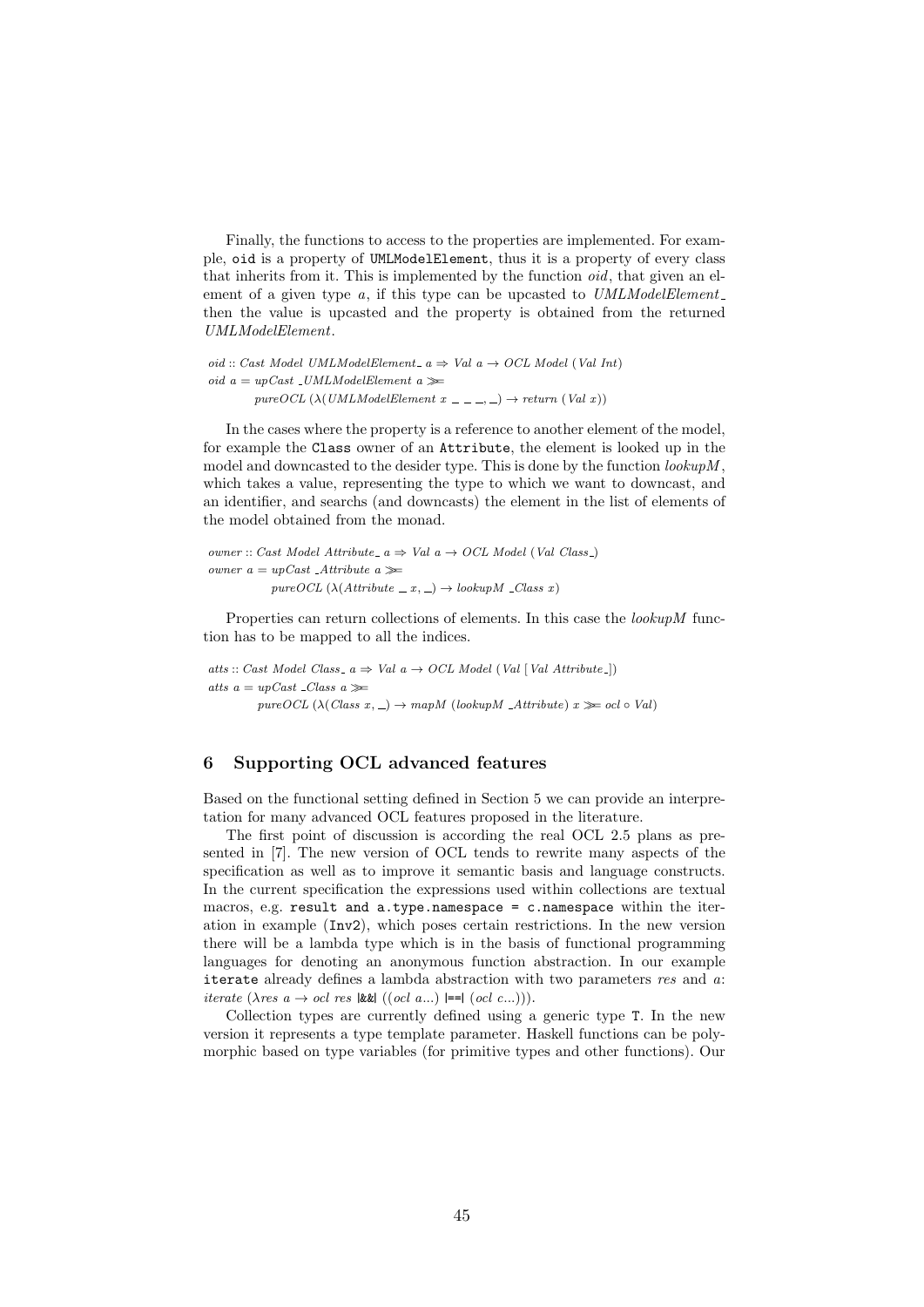Finally, the functions to access to the properties are implemented. For example, `oid` is a property of `UMLModelElement`, thus it is a property of every class that inherits from it. This is implemented by the function *oid*, that given an element of a given type *a*, if this type can be upcasted to *UMLModelElement_* then the value is upcasted and the property is obtained from the returned *UMLModelElement*.

```
oid :: Cast Model UMLModelElement_ a ⇒ Val a → OCL Model (Val Int)
oid a = upCast _UMLModelElement a ≫=
        pureOCL (λ(UMLModelElement x _ _ _, _) → return (Val x))
```

In the cases where the property is a reference to another element of the model, for example the `Class` owner of an `Attribute`, the element is looked up in the model and downcasted to the desider type. This is done by the function *lookupM*, which takes a value, representing the type to which we want to downcast, and an identifier, and searchs (and downcasts) the element in the list of elements of the model obtained from the monad.

```
owner :: Cast Model Attribute_ a ⇒ Val a → OCL Model (Val Class_)
owner a = upCast _Attribute a ≫=
          pureOCL (λ(Attribute _ x, _) → lookupM _Class x)
```

Properties can return collections of elements. In this case the *lookupM* function has to be mapped to all the indices.

```
atts :: Cast Model Class_ a ⇒ Val a → OCL Model (Val [Val Attribute_])
atts a = upCast _Class a ≫=
         pureOCL (λ(Class x, _) → mapM (lookupM _Attribute) x ≫= ocl ∘ Val)
```

## 6 Supporting OCL advanced features

Based on the functional setting defined in Section 5 we can provide an interpretation for many advanced OCL features proposed in the literature.

The first point of discussion is according the real OCL 2.5 plans as presented in [7]. The new version of OCL tends to rewrite many aspects of the specification as well as to improve it semantic basis and language constructs. In the current specification the expressions used within collections are textual macros, e.g. `result and a.type.namespace = c.namespace` within the iteration in example (`Inv2`), which poses certain restrictions. In the new version there will be a lambda type which is in the basis of functional programming languages for denoting an anonymous function abstraction. In our example `iterate` already defines a lambda abstraction with two parameters *res* and *a*: *iterate* (*λres a* → *ocl res* |&&| ((*ocl a*...) |==| (*ocl c*...))).

Collection types are currently defined using a generic type `T`. In the new version it represents a type template parameter. Haskell functions can be polymorphic based on type variables (for primitive types and other functions). Our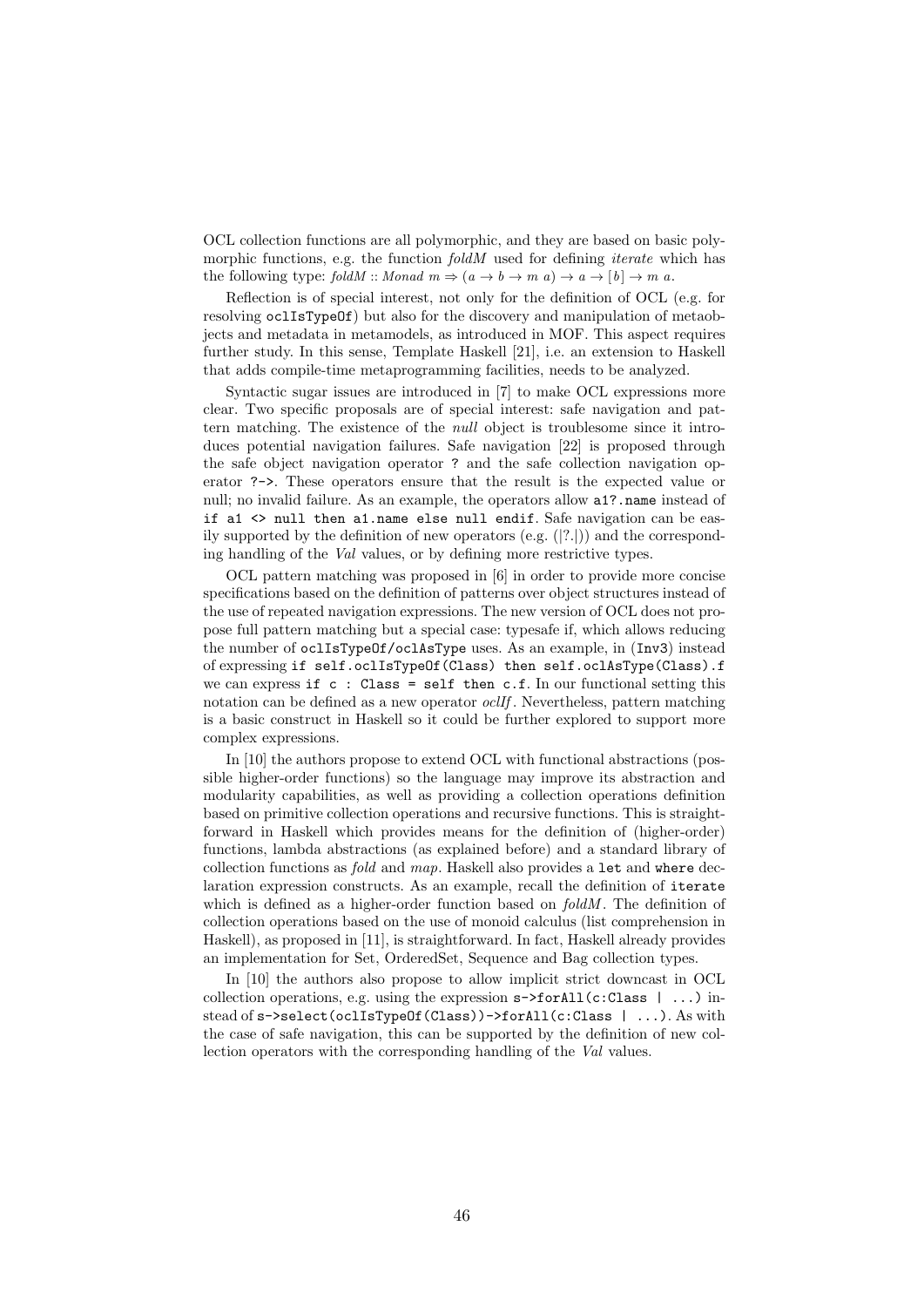OCL collection functions are all polymorphic, and they are based on basic polymorphic functions, e.g. the function *foldM* used for defining *iterate* which has the following type: $foldM :: Monad\ m \Rightarrow (a \rightarrow b \rightarrow m\ a) \rightarrow a \rightarrow [b] \rightarrow m\ a$.

Reflection is of special interest, not only for the definition of OCL (e.g. for resolving `oclIsTypeOf`) but also for the discovery and manipulation of metaobjects and metadata in metamodels, as introduced in MOF. This aspect requires further study. In this sense, Template Haskell [21], i.e. an extension to Haskell that adds compile-time metaprogramming facilities, needs to be analyzed.

Syntactic sugar issues are introduced in [7] to make OCL expressions more clear. Two specific proposals are of special interest: safe navigation and pattern matching. The existence of the *null* object is troublesome since it introduces potential navigation failures. Safe navigation [22] is proposed through the safe object navigation operator `?` and the safe collection navigation operator `?->`. These operators ensure that the result is the expected value or null; no invalid failure. As an example, the operators allow `a1?.name` instead of `if a1 <> null then a1.name else null endif`. Safe navigation can be easily supported by the definition of new operators (e.g. (|?.|)) and the corresponding handling of the *Val* values, or by defining more restrictive types.

OCL pattern matching was proposed in [6] in order to provide more concise specifications based on the definition of patterns over object structures instead of the use of repeated navigation expressions. The new version of OCL does not propose full pattern matching but a special case: typesafe if, which allows reducing the number of `oclIsTypeOf/oclAsType` uses. As an example, in (`Inv3`) instead of expressing `if self.oclIsTypeOf(Class) then self.oclAsType(Class).f` we can express `if c : Class = self then c.f`. In our functional setting this notation can be defined as a new operator *oclIf*. Nevertheless, pattern matching is a basic construct in Haskell so it could be further explored to support more complex expressions.

In [10] the authors propose to extend OCL with functional abstractions (possible higher-order functions) so the language may improve its abstraction and modularity capabilities, as well as providing a collection operations definition based on primitive collection operations and recursive functions. This is straightforward in Haskell which provides means for the definition of (higher-order) functions, lambda abstractions (as explained before) and a standard library of collection functions as *fold* and *map*. Haskell also provides a `let` and `where` declaration expression constructs. As an example, recall the definition of `iterate` which is defined as a higher-order function based on *foldM*. The definition of collection operations based on the use of monoid calculus (list comprehension in Haskell), as proposed in [11], is straightforward. In fact, Haskell already provides an implementation for Set, OrderedSet, Sequence and Bag collection types.

In [10] the authors also propose to allow implicit strict downcast in OCL collection operations, e.g. using the expression `s->forAll(c:Class | ...)` instead of `s->select(oclIsTypeOf(Class))->forAll(c:Class | ...)`. As with the case of safe navigation, this can be supported by the definition of new collection operators with the corresponding handling of the *Val* values.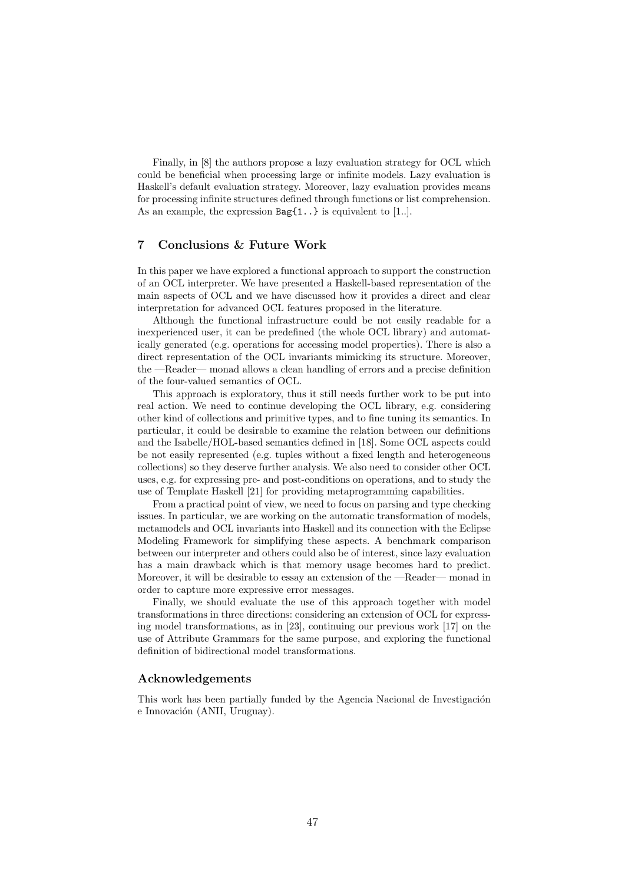Finally, in [8] the authors propose a lazy evaluation strategy for OCL which could be beneficial when processing large or infinite models. Lazy evaluation is Haskell's default evaluation strategy. Moreover, lazy evaluation provides means for processing infinite structures defined through functions or list comprehension. As an example, the expression `Bag{1..}` is equivalent to [1..].

## 7 Conclusions & Future Work

In this paper we have explored a functional approach to support the construction of an OCL interpreter. We have presented a Haskell-based representation of the main aspects of OCL and we have discussed how it provides a direct and clear interpretation for advanced OCL features proposed in the literature.

Although the functional infrastructure could be not easily readable for a inexperienced user, it can be predefined (the whole OCL library) and automatically generated (e.g. operations for accessing model properties). There is also a direct representation of the OCL invariants mimicking its structure. Moreover, the —Reader— monad allows a clean handling of errors and a precise definition of the four-valued semantics of OCL.

This approach is exploratory, thus it still needs further work to be put into real action. We need to continue developing the OCL library, e.g. considering other kind of collections and primitive types, and to fine tuning its semantics. In particular, it could be desirable to examine the relation between our definitions and the Isabelle/HOL-based semantics defined in [18]. Some OCL aspects could be not easily represented (e.g. tuples without a fixed length and heterogeneous collections) so they deserve further analysis. We also need to consider other OCL uses, e.g. for expressing pre- and post-conditions on operations, and to study the use of Template Haskell [21] for providing metaprogramming capabilities.

From a practical point of view, we need to focus on parsing and type checking issues. In particular, we are working on the automatic transformation of models, metamodels and OCL invariants into Haskell and its connection with the Eclipse Modeling Framework for simplifying these aspects. A benchmark comparison between our interpreter and others could also be of interest, since lazy evaluation has a main drawback which is that memory usage becomes hard to predict. Moreover, it will be desirable to essay an extension of the —Reader— monad in order to capture more expressive error messages.

Finally, we should evaluate the use of this approach together with model transformations in three directions: considering an extension of OCL for expressing model transformations, as in [23], continuing our previous work [17] on the use of Attribute Grammars for the same purpose, and exploring the functional definition of bidirectional model transformations.

### Acknowledgements

This work has been partially funded by the Agencia Nacional de Investigación e Innovación (ANII, Uruguay).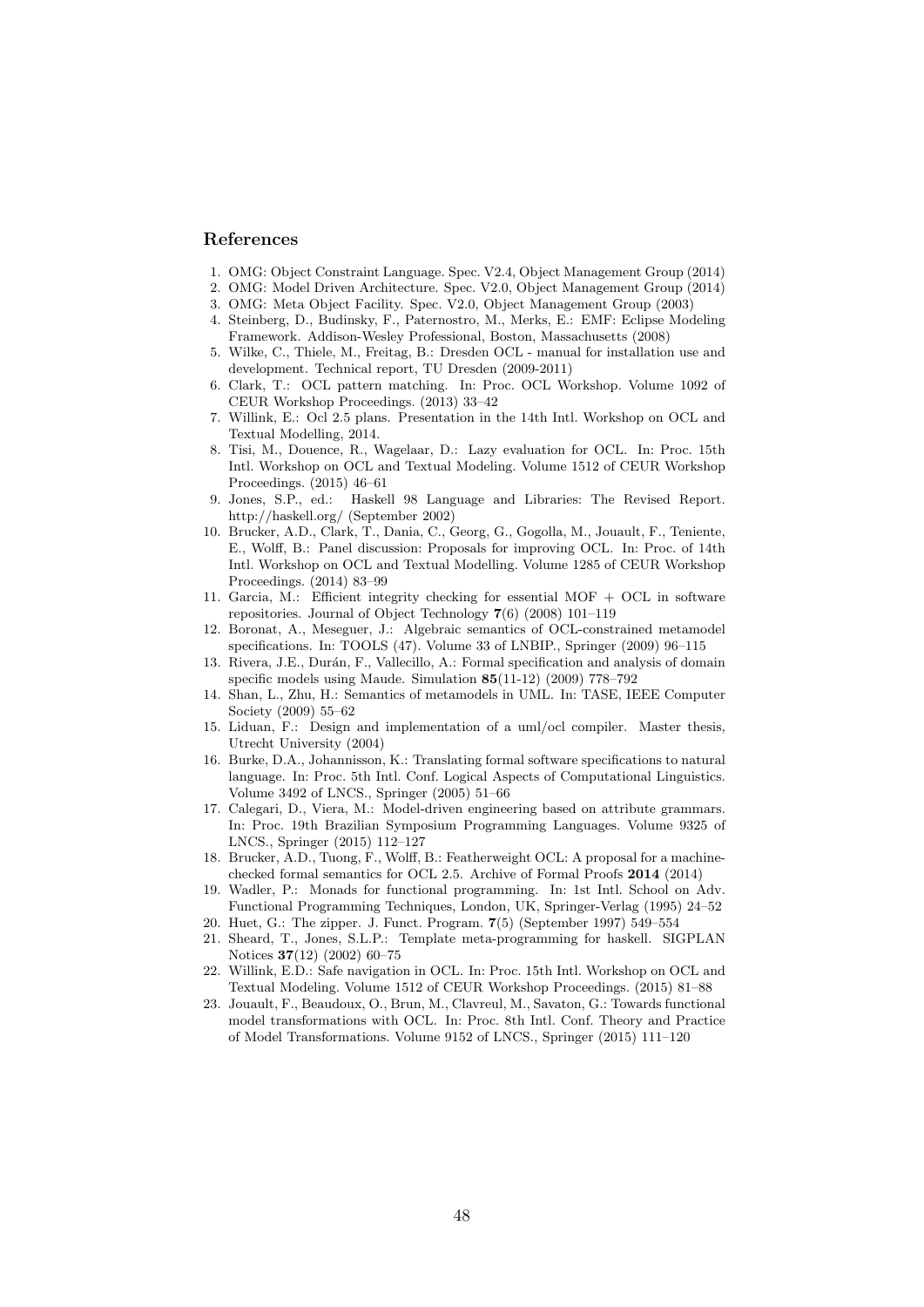## References

1. OMG: Object Constraint Language. Spec. V2.4, Object Management Group (2014)
2. OMG: Model Driven Architecture. Spec. V2.0, Object Management Group (2014)
3. OMG: Meta Object Facility. Spec. V2.0, Object Management Group (2003)
4. Steinberg, D., Budinsky, F., Paternostro, M., Merks, E.: EMF: Eclipse Modeling Framework. Addison-Wesley Professional, Boston, Massachusetts (2008)
5. Wilke, C., Thiele, M., Freitag, B.: Dresden OCL - manual for installation use and development. Technical report, TU Dresden (2009-2011)
6. Clark, T.: OCL pattern matching. In: Proc. OCL Workshop. Volume 1092 of CEUR Workshop Proceedings. (2013) 33–42
7. Willink, E.: Ocl 2.5 plans. Presentation in the 14th Intl. Workshop on OCL and Textual Modelling, 2014.
8. Tisi, M., Douence, R., Wagelaar, D.: Lazy evaluation for OCL. In: Proc. 15th Intl. Workshop on OCL and Textual Modeling. Volume 1512 of CEUR Workshop Proceedings. (2015) 46–61
9. Jones, S.P., ed.: Haskell 98 Language and Libraries: The Revised Report. http://haskell.org/ (September 2002)
10. Brucker, A.D., Clark, T., Dania, C., Georg, G., Gogolla, M., Jouault, F., Teniente, E., Wolff, B.: Panel discussion: Proposals for improving OCL. In: Proc. of 14th Intl. Workshop on OCL and Textual Modelling. Volume 1285 of CEUR Workshop Proceedings. (2014) 83–99
11. Garcia, M.: Efficient integrity checking for essential MOF + OCL in software repositories. Journal of Object Technology **7**(6) (2008) 101–119
12. Boronat, A., Meseguer, J.: Algebraic semantics of OCL-constrained metamodel specifications. In: TOOLS (47). Volume 33 of LNBIP., Springer (2009) 96–115
13. Rivera, J.E., Durán, F., Vallecillo, A.: Formal specification and analysis of domain specific models using Maude. Simulation **85**(11-12) (2009) 778–792
14. Shan, L., Zhu, H.: Semantics of metamodels in UML. In: TASE, IEEE Computer Society (2009) 55–62
15. Liduan, F.: Design and implementation of a uml/ocl compiler. Master thesis, Utrecht University (2004)
16. Burke, D.A., Johannisson, K.: Translating formal software specifications to natural language. In: Proc. 5th Intl. Conf. Logical Aspects of Computational Linguistics. Volume 3492 of LNCS., Springer (2005) 51–66
17. Calegari, D., Viera, M.: Model-driven engineering based on attribute grammars. In: Proc. 19th Brazilian Symposium Programming Languages. Volume 9325 of LNCS., Springer (2015) 112–127
18. Brucker, A.D., Tuong, F., Wolff, B.: Featherweight OCL: A proposal for a machine-checked formal semantics for OCL 2.5. Archive of Formal Proofs **2014** (2014)
19. Wadler, P.: Monads for functional programming. In: 1st Intl. School on Adv. Functional Programming Techniques, London, UK, Springer-Verlag (1995) 24–52
20. Huet, G.: The zipper. J. Funct. Program. **7**(5) (September 1997) 549–554
21. Sheard, T., Jones, S.L.P.: Template meta-programming for haskell. SIGPLAN Notices **37**(12) (2002) 60–75
22. Willink, E.D.: Safe navigation in OCL. In: Proc. 15th Intl. Workshop on OCL and Textual Modeling. Volume 1512 of CEUR Workshop Proceedings. (2015) 81–88
23. Jouault, F., Beaudoux, O., Brun, M., Clavreul, M., Savaton, G.: Towards functional model transformations with OCL. In: Proc. 8th Intl. Conf. Theory and Practice of Model Transformations. Volume 9152 of LNCS., Springer (2015) 111–120